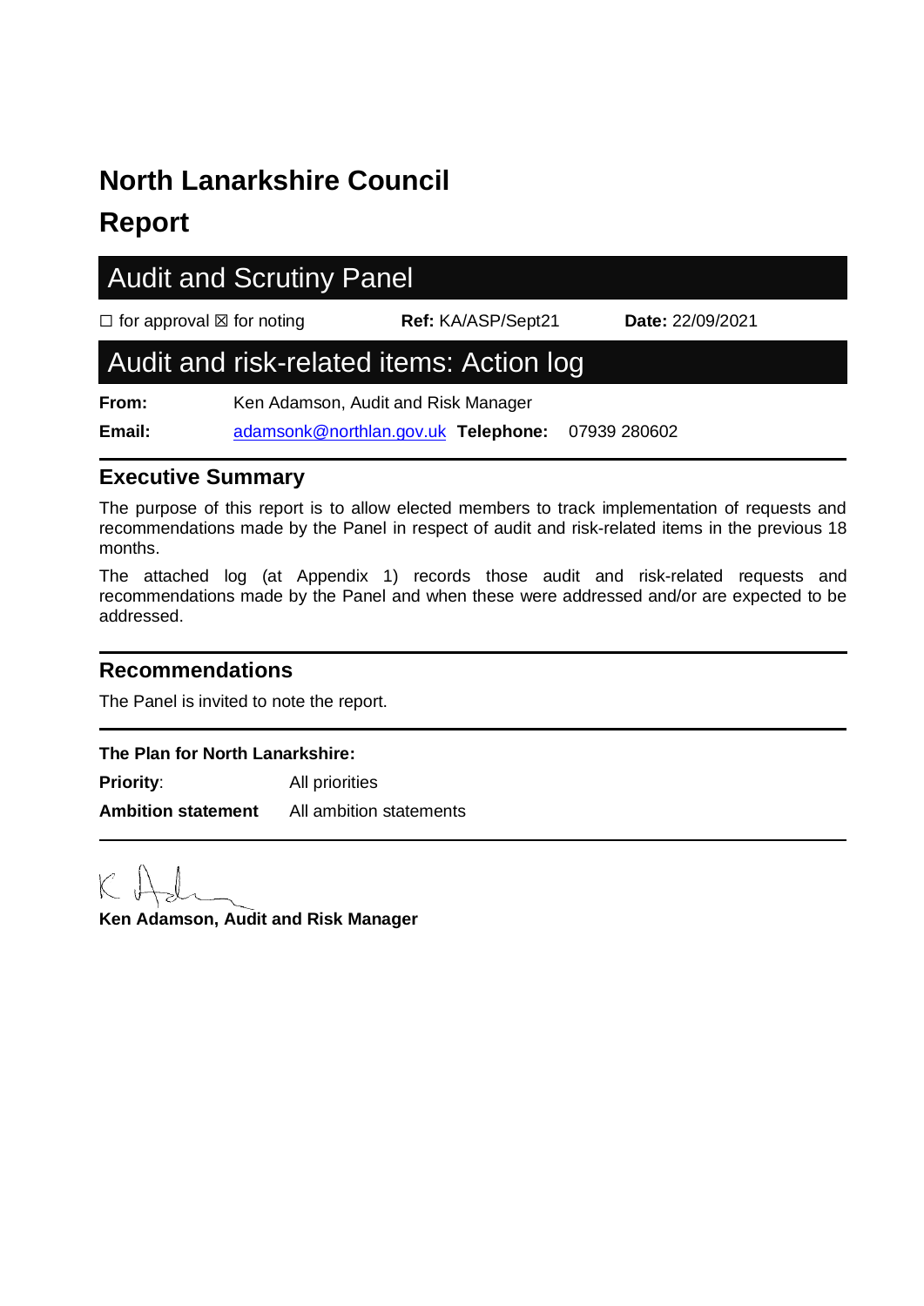# North Lanarkshire Council

# Report

## Audit and Scrutiny Panel

☐ for approval ☒ for noting **Ref:** KA/ASP/Sept21 **Date:** 22/09/2021

## Audit and risk-related items: Action log

**From:** Ken Adamson, Audit and Risk Manager

**Email:** adamsonk@northlan.gov.uk **Telephone:** 07939 280602

### Executive Summary

The purpose of this report is to allow elected members to track implementation of requests and recommendations made by the Panel in respect of audit and risk-related items in the previous 18 months.

The attached log (at Appendix 1) records those audit and risk-related requests and recommendations made by the Panel and when these were addressed and/or are expected to be addressed.

### Recommendations

The Panel is invited to note the report.

**The Plan for North Lanarkshire:**

**Priority**: All priorities

**Ambition statement** All ambition statements

**Ken Adamson, Audit and Risk Manager**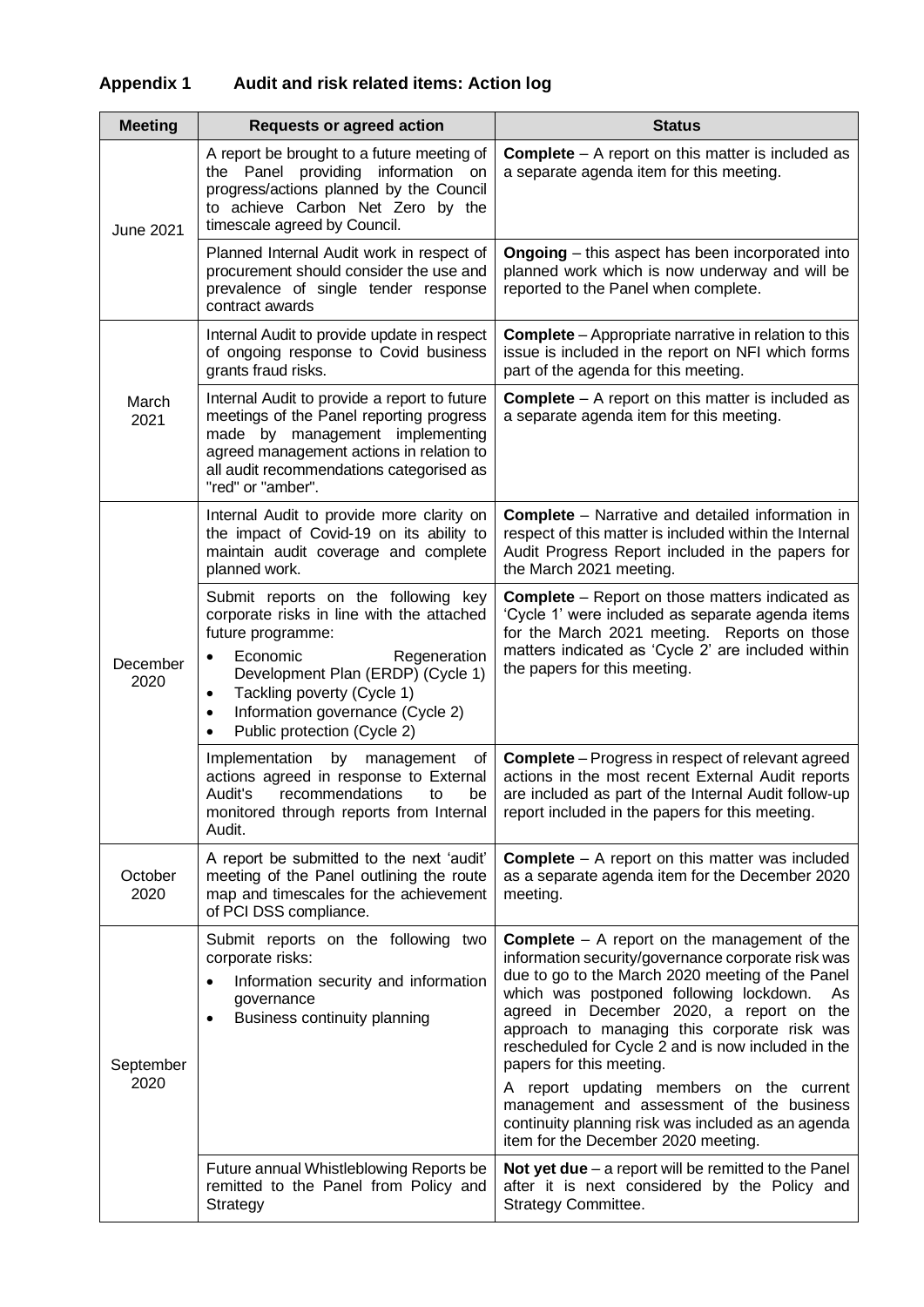## Appendix 1 Audit and risk related items: Action log

| Meeting | Requests or agreed action | Status |
|---|---|---|
| June 2021 | A report be brought to a future meeting of the Panel providing information on progress/actions planned by the Council to achieve Carbon Net Zero by the timescale agreed by Council. | **Complete** – A report on this matter is included as a separate agenda item for this meeting. |
| | Planned Internal Audit work in respect of procurement should consider the use and prevalence of single tender response contract awards | **Ongoing** – this aspect has been incorporated into planned work which is now underway and will be reported to the Panel when complete. |
| March 2021 | Internal Audit to provide update in respect of ongoing response to Covid business grants fraud risks. | **Complete** – Appropriate narrative in relation to this issue is included in the report on NFI which forms part of the agenda for this meeting. |
| | Internal Audit to provide a report to future meetings of the Panel reporting progress made by management implementing agreed management actions in relation to all audit recommendations categorised as "red" or "amber". | **Complete** – A report on this matter is included as a separate agenda item for this meeting. |
| December 2020 | Internal Audit to provide more clarity on the impact of Covid-19 on its ability to maintain audit coverage and complete planned work. | **Complete** – Narrative and detailed information in respect of this matter is included within the Internal Audit Progress Report included in the papers for the March 2021 meeting. |
| | Submit reports on the following key corporate risks in line with the attached future programme:<br>• Economic Regeneration Development Plan (ERDP) (Cycle 1)<br>• Tackling poverty (Cycle 1)<br>• Information governance (Cycle 2)<br>• Public protection (Cycle 2) | **Complete** – Report on those matters indicated as 'Cycle 1' were included as separate agenda items for the March 2021 meeting. Reports on those matters indicated as 'Cycle 2' are included within the papers for this meeting. |
| | Implementation by management of actions agreed in response to External Audit's recommendations to be monitored through reports from Internal Audit. | **Complete** – Progress in respect of relevant agreed actions in the most recent External Audit reports are included as part of the Internal Audit follow-up report included in the papers for this meeting. |
| October 2020 | A report be submitted to the next 'audit' meeting of the Panel outlining the route map and timescales for the achievement of PCI DSS compliance. | **Complete** – A report on this matter was included as a separate agenda item for the December 2020 meeting. |
| September 2020 | Submit reports on the following two corporate risks:<br>• Information security and information governance<br>• Business continuity planning | **Complete** – A report on the management of the information security/governance corporate risk was due to go to the March 2020 meeting of the Panel which was postponed following lockdown. As agreed in December 2020, a report on the approach to managing this corporate risk was rescheduled for Cycle 2 and is now included in the papers for this meeting.<br><br>A report updating members on the current management and assessment of the business continuity planning risk was included as an agenda item for the December 2020 meeting. |
| | Future annual Whistleblowing Reports be remitted to the Panel from Policy and Strategy | **Not yet due** – a report will be remitted to the Panel after it is next considered by the Policy and Strategy Committee. |